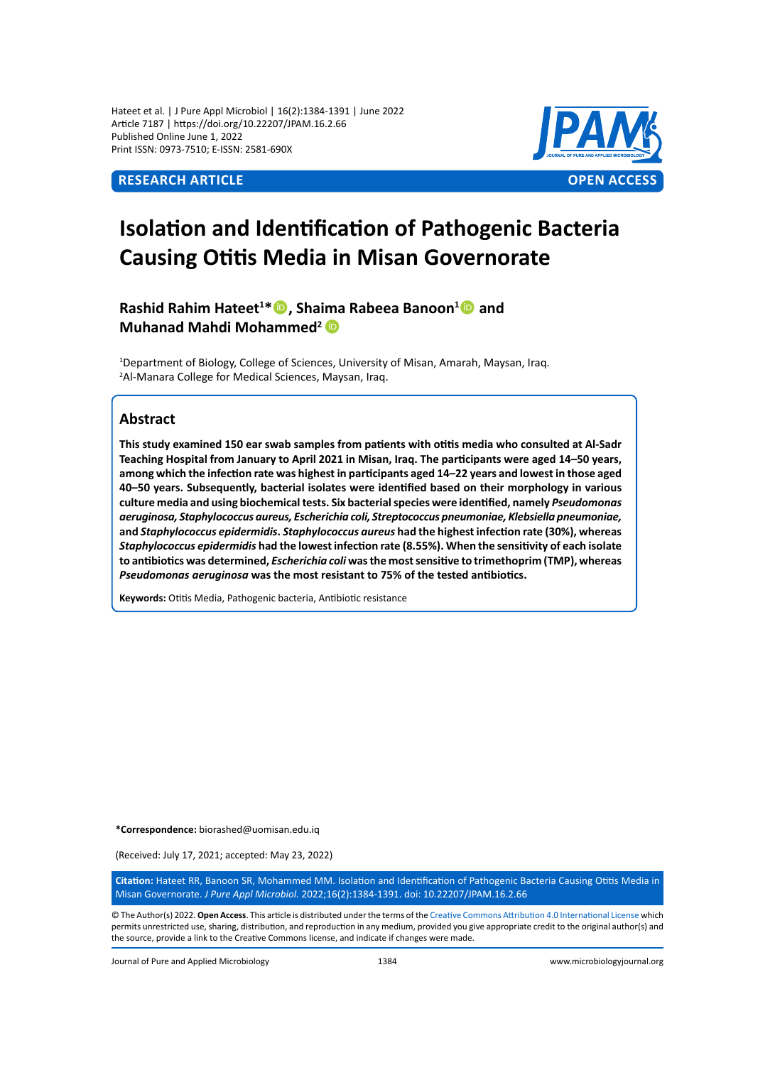RESEARCH ARTICLE

OPEN ACCESS

# Isolation and Identification of Pathogenic Bacteria Causing Otitis Media in Misan Governorate

**Rashid Rahim Hateet[1]\*, Shaima Rabeea Banoon[1] and Muhanad Mahdi Mohammed[2]**

[1]Department of Biology, College of Sciences, University of Misan, Amarah, Maysan, Iraq.
[2]Al-Manara College for Medical Sciences, Maysan, Iraq.

## Abstract

**This study examined 150 ear swab samples from patients with otitis media who consulted at Al-Sadr Teaching Hospital from January to April 2021 in Misan, Iraq. The participants were aged 14–50 years, among which the infection rate was highest in participants aged 14–22 years and lowest in those aged 40–50 years. Subsequently, bacterial isolates were identified based on their morphology in various culture media and using biochemical tests. Six bacterial species were identified, namely *Pseudomonas aeruginosa, Staphylococcus aureus, Escherichia coli, Streptococcus pneumoniae, Klebsiella pneumoniae,* and *Staphylococcus epidermidis*. *Staphylococcus aureus* had the highest infection rate (30%), whereas *Staphylococcus epidermidis* had the lowest infection rate (8.55%). When the sensitivity of each isolate to antibiotics was determined, *Escherichia coli* was the most sensitive to trimethoprim (TMP), whereas *Pseudomonas aeruginosa* was the most resistant to 75% of the tested antibiotics.**

**Keywords:** Otitis Media, Pathogenic bacteria, Antibiotic resistance

**\*Correspondence:** biorashed@uomisan.edu.iq

(Received: July 17, 2021; accepted: May 23, 2022)

**Citation:** Hateet RR, Banoon SR, Mohammed MM. Isolation and Identification of Pathogenic Bacteria Causing Otitis Media in Misan Governorate. *J Pure Appl Microbiol.* 2022;16(2):1384-1391. doi: 10.22207/JPAM.16.2.66

© The Author(s) 2022. **Open Access**. This article is distributed under the terms of the Creative Commons Attribution 4.0 International License which permits unrestricted use, sharing, distribution, and reproduction in any medium, provided you give appropriate credit to the original author(s) and the source, provide a link to the Creative Commons license, and indicate if changes were made.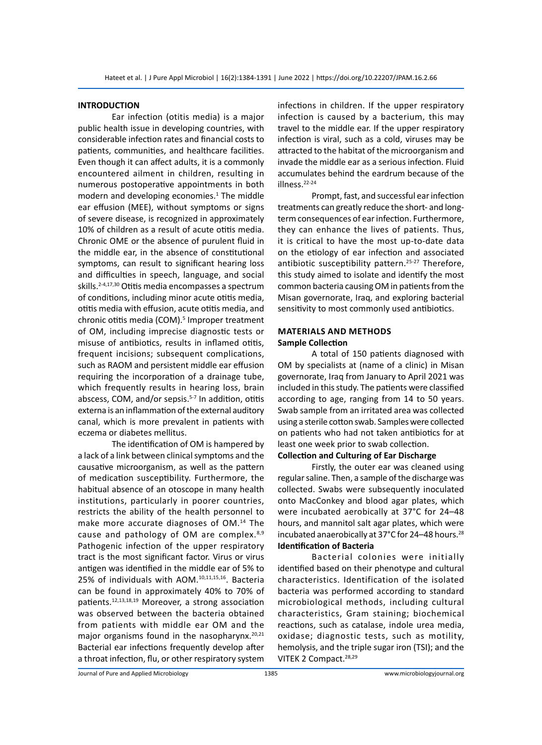## INTRODUCTION

Ear infection (otitis media) is a major public health issue in developing countries, with considerable infection rates and financial costs to patients, communities, and healthcare facilities. Even though it can affect adults, it is a commonly encountered ailment in children, resulting in numerous postoperative appointments in both modern and developing economies.[1] The middle ear effusion (MEE), without symptoms or signs of severe disease, is recognized in approximately 10% of children as a result of acute otitis media. Chronic OME or the absence of purulent fluid in the middle ear, in the absence of constitutional symptoms, can result to significant hearing loss and difficulties in speech, language, and social skills.[2-4,17,30] Otitis media encompasses a spectrum of conditions, including minor acute otitis media, otitis media with effusion, acute otitis media, and chronic otitis media (COM).[5] Improper treatment of OM, including imprecise diagnostic tests or misuse of antibiotics, results in inflamed otitis, frequent incisions; subsequent complications, such as RAOM and persistent middle ear effusion requiring the incorporation of a drainage tube, which frequently results in hearing loss, brain abscess, COM, and/or sepsis.[5-7] In addition, otitis externa is an inflammation of the external auditory canal, which is more prevalent in patients with eczema or diabetes mellitus.

The identification of OM is hampered by a lack of a link between clinical symptoms and the causative microorganism, as well as the pattern of medication susceptibility. Furthermore, the habitual absence of an otoscope in many health institutions, particularly in poorer countries, restricts the ability of the health personnel to make more accurate diagnoses of OM.[14] The cause and pathology of OM are complex.[8,9] Pathogenic infection of the upper respiratory tract is the most significant factor. Virus or virus antigen was identified in the middle ear of 5% to 25% of individuals with AOM.[10,11,15,16]. Bacteria can be found in approximately 40% to 70% of patients.[12,13,18,19] Moreover, a strong association was observed between the bacteria obtained from patients with middle ear OM and the major organisms found in the nasopharynx.[20,21] Bacterial ear infections frequently develop after a throat infection, flu, or other respiratory system infections in children. If the upper respiratory infection is caused by a bacterium, this may travel to the middle ear. If the upper respiratory infection is viral, such as a cold, viruses may be attracted to the habitat of the microorganism and invade the middle ear as a serious infection. Fluid accumulates behind the eardrum because of the illness.[22-24]

Prompt, fast, and successful ear infection treatments can greatly reduce the short- and long-term consequences of ear infection. Furthermore, they can enhance the lives of patients. Thus, it is critical to have the most up-to-date data on the etiology of ear infection and associated antibiotic susceptibility pattern.[25-27] Therefore, this study aimed to isolate and identify the most common bacteria causing OM in patients from the Misan governorate, Iraq, and exploring bacterial sensitivity to most commonly used antibiotics.

## MATERIALS AND METHODS

### Sample Collection

A total of 150 patients diagnosed with OM by specialists at (name of a clinic) in Misan governorate, Iraq from January to April 2021 was included in this study. The patients were classified according to age, ranging from 14 to 50 years. Swab sample from an irritated area was collected using a sterile cotton swab. Samples were collected on patients who had not taken antibiotics for at least one week prior to swab collection.

### Collection and Culturing of Ear Discharge

Firstly, the outer ear was cleaned using regular saline. Then, a sample of the discharge was collected. Swabs were subsequently inoculated onto MacConkey and blood agar plates, which were incubated aerobically at 37°C for 24–48 hours, and mannitol salt agar plates, which were incubated anaerobically at 37°C for 24–48 hours.[28]

### Identification of Bacteria

Bacterial colonies were initially identified based on their phenotype and cultural characteristics. Identification of the isolated bacteria was performed according to standard microbiological methods, including cultural characteristics, Gram staining; biochemical reactions, such as catalase, indole urea media, oxidase; diagnostic tests, such as motility, hemolysis, and the triple sugar iron (TSI); and the VITEK 2 Compact.[28,29]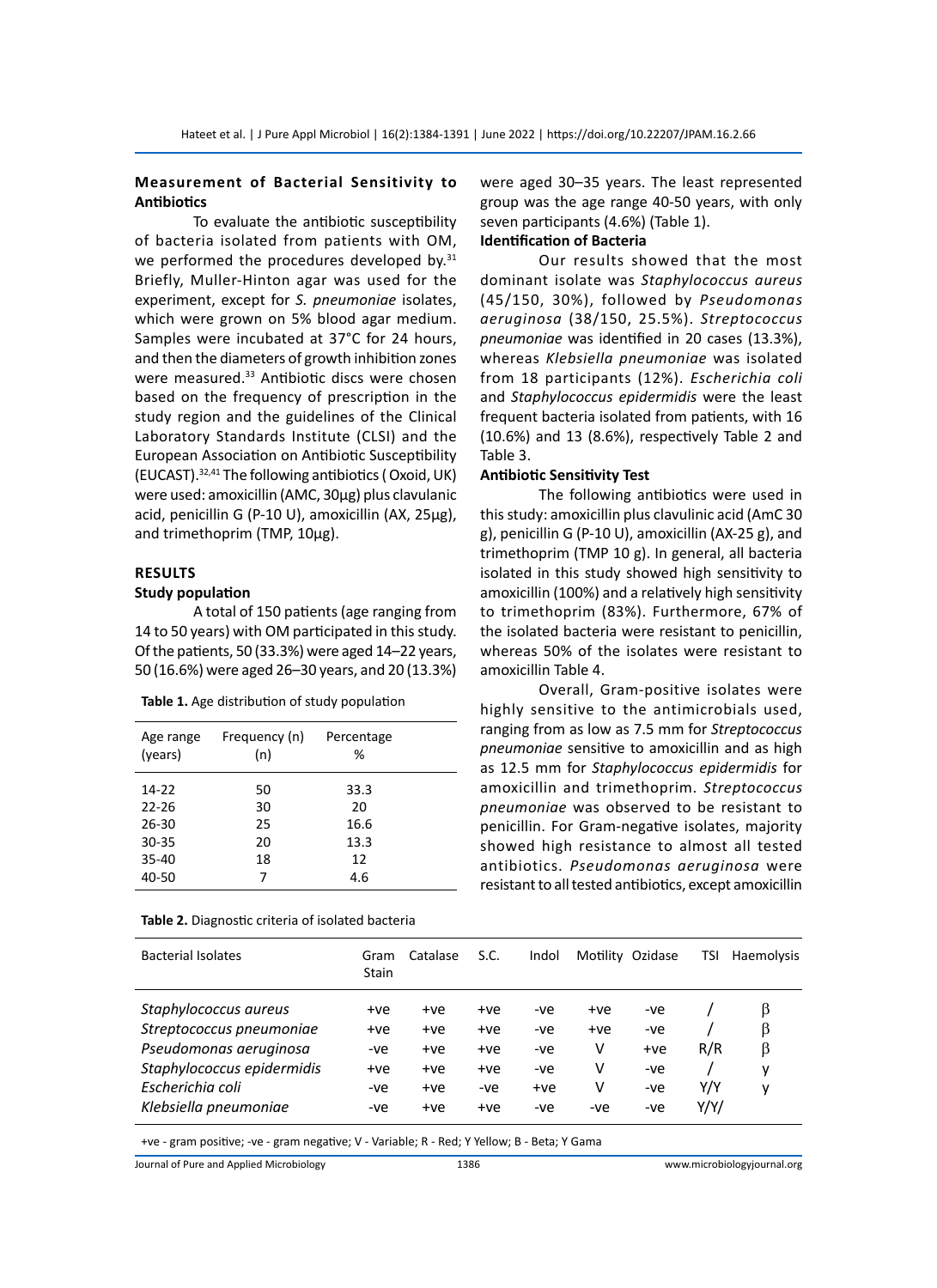### Measurement of Bacterial Sensitivity to Antibiotics

To evaluate the antibiotic susceptibility of bacteria isolated from patients with OM, we performed the procedures developed by.[31] Briefly, Muller-Hinton agar was used for the experiment, except for *S. pneumoniae* isolates, which were grown on 5% blood agar medium. Samples were incubated at 37°C for 24 hours, and then the diameters of growth inhibition zones were measured.[33] Antibiotic discs were chosen based on the frequency of prescription in the study region and the guidelines of the Clinical Laboratory Standards Institute (CLSI) and the European Association on Antibiotic Susceptibility (EUCAST).[32,41] The following antibiotics ( Oxoid, UK) were used: amoxicillin (AMC, 30µg) plus clavulanic acid, penicillin G (P-10 U), amoxicillin (AX, 25µg), and trimethoprim (TMP, 10µg).

## RESULTS

### Study population

A total of 150 patients (age ranging from 14 to 50 years) with OM participated in this study. Of the patients, 50 (33.3%) were aged 14–22 years, 50 (16.6%) were aged 26–30 years, and 20 (13.3%) were aged 30–35 years. The least represented group was the age range 40-50 years, with only seven participants (4.6%) (Table 1).

**Table 1.** Age distribution of study population

| Age range (years) | Frequency (n) (n) | Percentage % |
|---|---|---|
| 14-22 | 50 | 33.3 |
| 22-26 | 30 | 20 |
| 26-30 | 25 | 16.6 |
| 30-35 | 20 | 13.3 |
| 35-40 | 18 | 12 |
| 40-50 | 7 | 4.6 |

### Identification of Bacteria

Our results showed that the most dominant isolate was *Staphylococcus aureus* (45/150, 30%), followed by *Pseudomonas aeruginosa* (38/150, 25.5%). *Streptococcus pneumoniae* was identified in 20 cases (13.3%), whereas *Klebsiella pneumoniae* was isolated from 18 participants (12%). *Escherichia coli* and *Staphylococcus epidermidis* were the least frequent bacteria isolated from patients, with 16 (10.6%) and 13 (8.6%), respectively Table 2 and Table 3.

### Antibiotic Sensitivity Test

The following antibiotics were used in this study: amoxicillin plus clavulinic acid (AmC 30 g), penicillin G (P-10 U), amoxicillin (AX-25 g), and trimethoprim (TMP 10 g). In general, all bacteria isolated in this study showed high sensitivity to amoxicillin (100%) and a relatively high sensitivity to trimethoprim (83%). Furthermore, 67% of the isolated bacteria were resistant to penicillin, whereas 50% of the isolates were resistant to amoxicillin Table 4.

Overall, Gram-positive isolates were highly sensitive to the antimicrobials used, ranging from as low as 7.5 mm for *Streptococcus pneumoniae* sensitive to amoxicillin and as high as 12.5 mm for *Staphylococcus epidermidis* for amoxicillin and trimethoprim. *Streptococcus pneumoniae* was observed to be resistant to penicillin. For Gram-negative isolates, majority showed high resistance to almost all tested antibiotics. *Pseudomonas aeruginosa* were resistant to all tested antibiotics, except amoxicillin

**Table 2.** Diagnostic criteria of isolated bacteria

| Bacterial Isolates | Gram Stain | Catalase | S.C. | Indol | Motility | Ozidase | TSI | Haemolysis |
|---|---|---|---|---|---|---|---|---|
| *Staphylococcus aureus* | +ve | +ve | +ve | -ve | +ve | -ve | / | β |
| *Streptococcus pneumoniae* | +ve | +ve | +ve | -ve | +ve | -ve | / | β |
| *Pseudomonas aeruginosa* | -ve | +ve | +ve | -ve | V | +ve | R/R | β |
| *Staphylococcus epidermidis* | +ve | +ve | +ve | -ve | V | -ve | / | γ |
| *Escherichia coli* | -ve | +ve | -ve | +ve | V | -ve | Y/Y | γ |
| *Klebsiella pneumoniae* | -ve | +ve | +ve | -ve | -ve | -ve | Y/Y/ | |

+ve - gram positive; -ve - gram negative; V - Variable; R - Red; Y Yellow; B - Beta; Y Gama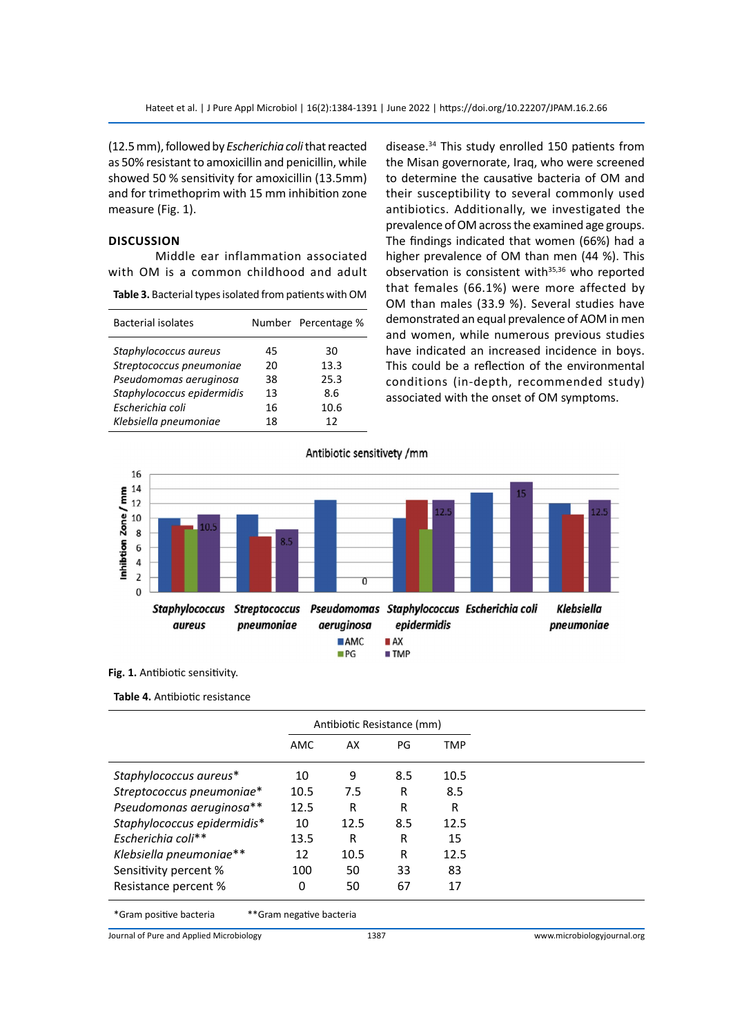(12.5 mm), followed by *Escherichia coli* that reacted as 50% resistant to amoxicillin and penicillin, while showed 50 % sensitivity for amoxicillin (13.5mm) and for trimethoprim with 15 mm inhibition zone measure (Fig. 1).

## DISCUSSION

Middle ear inflammation associated with OM is a common childhood and adult disease.[34] This study enrolled 150 patients from the Misan governorate, Iraq, who were screened to determine the causative bacteria of OM and their susceptibility to several commonly used antibiotics. Additionally, we investigated the prevalence of OM across the examined age groups. The findings indicated that women (66%) had a higher prevalence of OM than men (44 %). This observation is consistent with[35,36] who reported that females (66.1%) were more affected by OM than males (33.9 %). Several studies have demonstrated an equal prevalence of AOM in men and women, while numerous previous studies have indicated an increased incidence in boys. This could be a reflection of the environmental conditions (in-depth, recommended study) associated with the onset of OM symptoms.

**Table 3.** Bacterial types isolated from patients with OM

| Bacterial isolates | Number | Percentage % |
|---|---|---|
| *Staphylococcus aureus* | 45 | 30 |
| *Streptococcus pneumoniae* | 20 | 13.3 |
| *Pseudomonas aeruginosa* | 38 | 25.3 |
| *Staphylococcus epidermidis* | 13 | 8.6 |
| *Escherichia coli* | 16 | 10.6 |
| *Klebsiella pneumoniae* | 18 | 12 |

**Fig. 1.** Antibiotic sensitivity.

**Table 4.** Antibiotic resistance

| | Antibiotic Resistance (mm) | | | |
|---|---|---|---|---|
| | AMC | AX | PG | TMP |
| *Staphylococcus aureus** | 10 | 9 | 8.5 | 10.5 |
| *Streptococcus pneumoniae** | 10.5 | 7.5 | R | 8.5 |
| *Pseudomonas aeruginosa*** | 12.5 | R | R | R |
| *Staphylococcus epidermidis** | 10 | 12.5 | 8.5 | 12.5 |
| *Escherichia coli*** | 13.5 | R | R | 15 |
| *Klebsiella pneumoniae*** | 12 | 10.5 | R | 12.5 |
| Sensitivity percent % | 100 | 50 | 33 | 83 |
| Resistance percent % | 0 | 50 | 67 | 17 |

*Gram positive bacteria  **Gram negative bacteria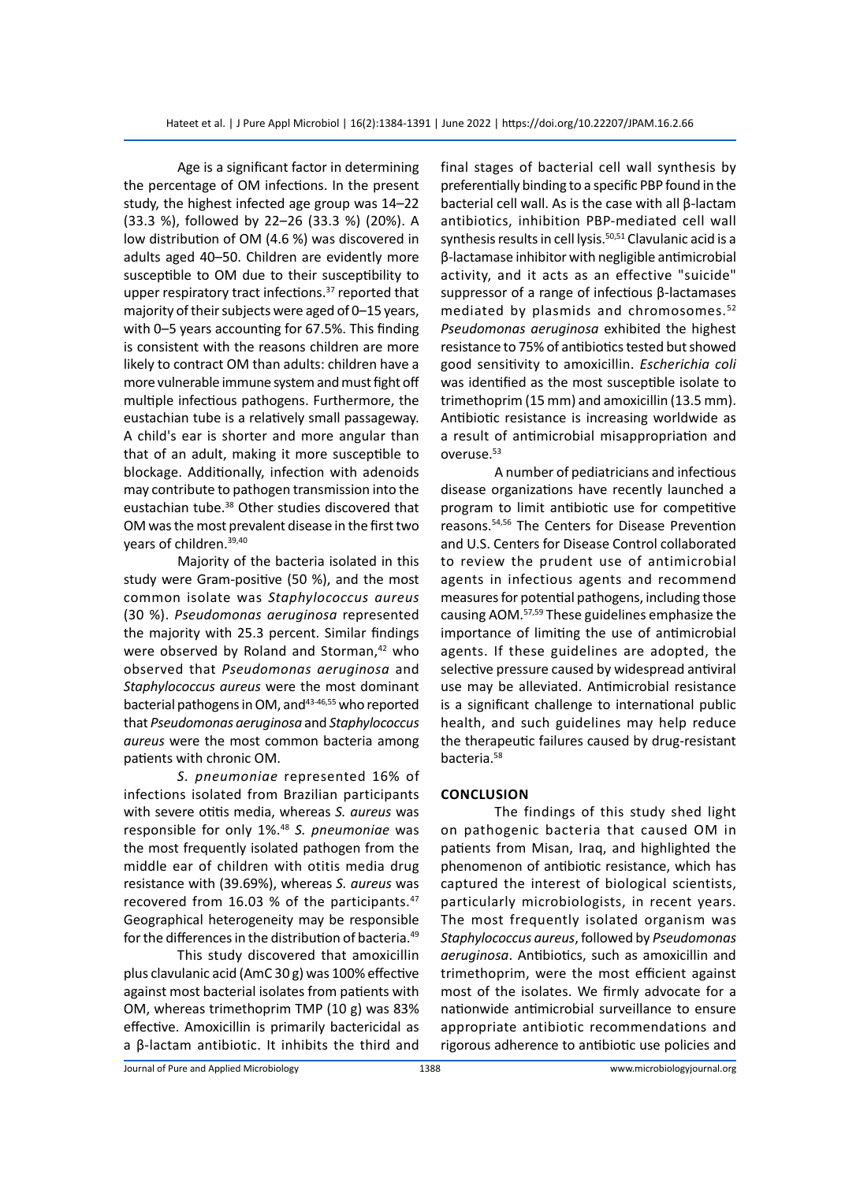Age is a significant factor in determining the percentage of OM infections. In the present study, the highest infected age group was 14–22 (33.3 %), followed by 22–26 (33.3 %) (20%). A low distribution of OM (4.6 %) was discovered in adults aged 40–50. Children are evidently more susceptible to OM due to their susceptibility to upper respiratory tract infections.[37] reported that majority of their subjects were aged of 0–15 years, with 0–5 years accounting for 67.5%. This finding is consistent with the reasons children are more likely to contract OM than adults: children have a more vulnerable immune system and must fight off multiple infectious pathogens. Furthermore, the eustachian tube is a relatively small passageway. A child's ear is shorter and more angular than that of an adult, making it more susceptible to blockage. Additionally, infection with adenoids may contribute to pathogen transmission into the eustachian tube.[38] Other studies discovered that OM was the most prevalent disease in the first two years of children.[39,40]

Majority of the bacteria isolated in this study were Gram-positive (50 %), and the most common isolate was *Staphylococcus aureus* (30 %). *Pseudomonas aeruginosa* represented the majority with 25.3 percent. Similar findings were observed by Roland and Storman,[42] who observed that *Pseudomonas aeruginosa* and *Staphylococcus aureus* were the most dominant bacterial pathogens in OM, and[43-46,55] who reported that *Pseudomonas aeruginosa* and *Staphylococcus aureus* were the most common bacteria among patients with chronic OM.

*S. pneumoniae* represented 16% of infections isolated from Brazilian participants with severe otitis media, whereas *S. aureus* was responsible for only 1%.[48] *S. pneumoniae* was the most frequently isolated pathogen from the middle ear of children with otitis media drug resistance with (39.69%), whereas *S. aureus* was recovered from 16.03 % of the participants.[47] Geographical heterogeneity may be responsible for the differences in the distribution of bacteria.[49]

This study discovered that amoxicillin plus clavulanic acid (AmC 30 g) was 100% effective against most bacterial isolates from patients with OM, whereas trimethoprim TMP (10 g) was 83% effective. Amoxicillin is primarily bactericidal as a β-lactam antibiotic. It inhibits the third and final stages of bacterial cell wall synthesis by preferentially binding to a specific PBP found in the bacterial cell wall. As is the case with all β-lactam antibiotics, inhibition PBP-mediated cell wall synthesis results in cell lysis.[50,51] Clavulanic acid is a β-lactamase inhibitor with negligible antimicrobial activity, and it acts as an effective "suicide" suppressor of a range of infectious β-lactamases mediated by plasmids and chromosomes.[52] *Pseudomonas aeruginosa* exhibited the highest resistance to 75% of antibiotics tested but showed good sensitivity to amoxicillin. *Escherichia coli* was identified as the most susceptible isolate to trimethoprim (15 mm) and amoxicillin (13.5 mm). Antibiotic resistance is increasing worldwide as a result of antimicrobial misappropriation and overuse.[53]

A number of pediatricians and infectious disease organizations have recently launched a program to limit antibiotic use for competitive reasons.[54,56] The Centers for Disease Prevention and U.S. Centers for Disease Control collaborated to review the prudent use of antimicrobial agents in infectious agents and recommend measures for potential pathogens, including those causing AOM.[57,59] These guidelines emphasize the importance of limiting the use of antimicrobial agents. If these guidelines are adopted, the selective pressure caused by widespread antiviral use may be alleviated. Antimicrobial resistance is a significant challenge to international public health, and such guidelines may help reduce the therapeutic failures caused by drug-resistant bacteria.[58]

## CONCLUSION

The findings of this study shed light on pathogenic bacteria that caused OM in patients from Misan, Iraq, and highlighted the phenomenon of antibiotic resistance, which has captured the interest of biological scientists, particularly microbiologists, in recent years. The most frequently isolated organism was *Staphylococcus aureus*, followed by *Pseudomonas aeruginosa*. Antibiotics, such as amoxicillin and trimethoprim, were the most efficient against most of the isolates. We firmly advocate for a nationwide antimicrobial surveillance to ensure appropriate antibiotic recommendations and rigorous adherence to antibiotic use policies and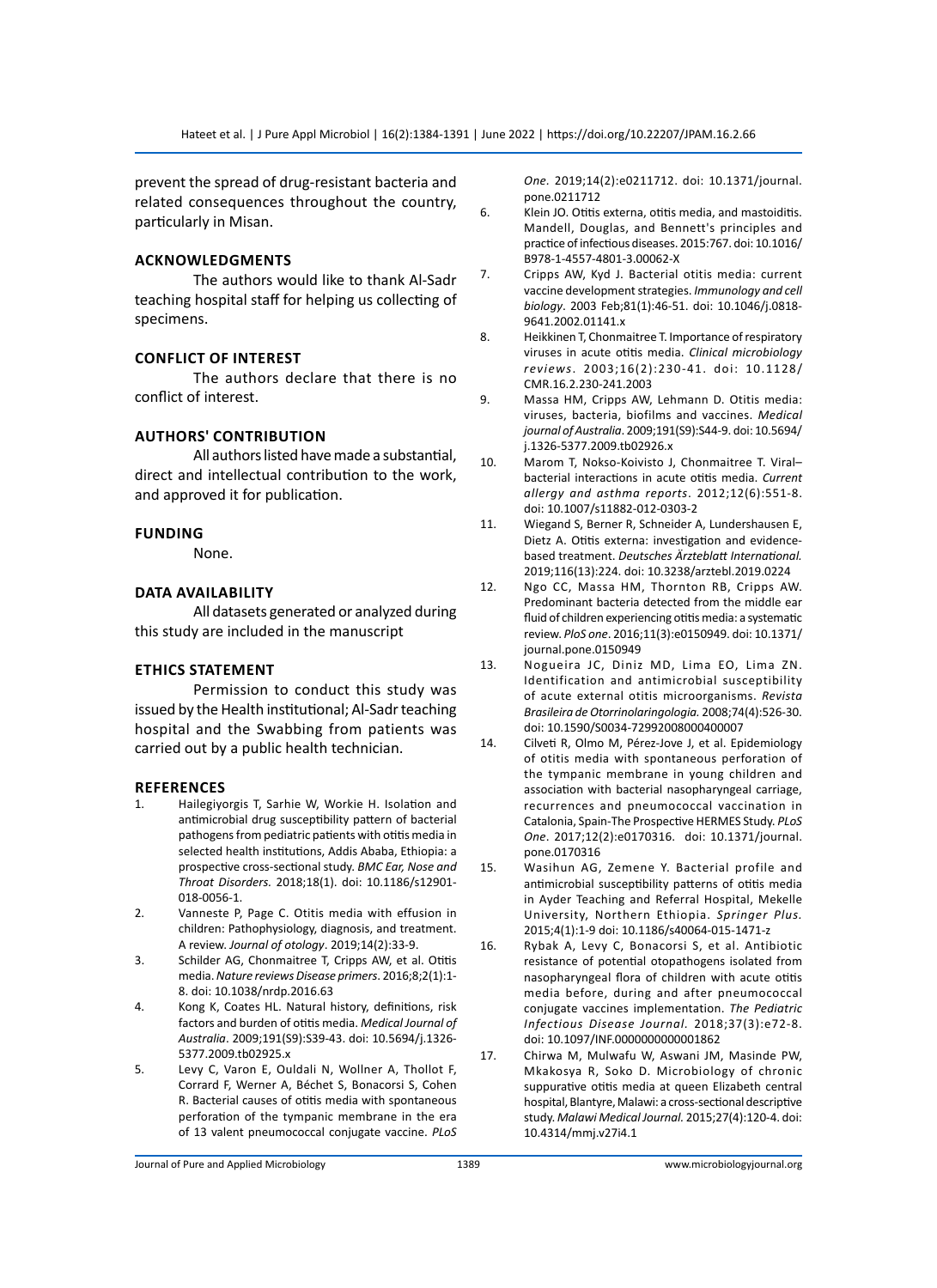prevent the spread of drug-resistant bacteria and related consequences throughout the country, particularly in Misan.

## ACKNOWLEDGMENTS

The authors would like to thank Al-Sadr teaching hospital staff for helping us collecting of specimens.

## CONFLICT OF INTEREST

The authors declare that there is no conflict of interest.

## AUTHORS' CONTRIBUTION

All authors listed have made a substantial, direct and intellectual contribution to the work, and approved it for publication.

## FUNDING

None.

## DATA AVAILABILITY

All datasets generated or analyzed during this study are included in the manuscript

## ETHICS STATEMENT

Permission to conduct this study was issued by the Health institutional; Al-Sadr teaching hospital and the Swabbing from patients was carried out by a public health technician.

## REFERENCES

1. Hailegiyorgis T, Sarhie W, Workie H. Isolation and antimicrobial drug susceptibility pattern of bacterial pathogens from pediatric patients with otitis media in selected health institutions, Addis Ababa, Ethiopia: a prospective cross-sectional study. *BMC Ear, Nose and Throat Disorders.* 2018;18(1). doi: 10.1186/s12901-018-0056-1.
2. Vanneste P, Page C. Otitis media with effusion in children: Pathophysiology, diagnosis, and treatment. A review. *Journal of otology*. 2019;14(2):33-9.
3. Schilder AG, Chonmaitree T, Cripps AW, et al. Otitis media. *Nature reviews Disease primers*. 2016;8;2(1):1-8. doi: 10.1038/nrdp.2016.63
4. Kong K, Coates HL. Natural history, definitions, risk factors and burden of otitis media. *Medical Journal of Australia*. 2009;191(S9):S39-43. doi: 10.5694/j.1326-5377.2009.tb02925.x
5. Levy C, Varon E, Ouldali N, Wollner A, Thollot F, Corrard F, Werner A, Béchet S, Bonacorsi S, Cohen R. Bacterial causes of otitis media with spontaneous perforation of the tympanic membrane in the era of 13 valent pneumococcal conjugate vaccine. *PLoS One*. 2019;14(2):e0211712. doi: 10.1371/journal.pone.0211712
6. Klein JO. Otitis externa, otitis media, and mastoiditis. Mandell, Douglas, and Bennett's principles and practice of infectious diseases. 2015:767. doi: 10.1016/B978-1-4557-4801-3.00062-X
7. Cripps AW, Kyd J. Bacterial otitis media: current vaccine development strategies. *Immunology and cell biology*. 2003 Feb;81(1):46-51. doi: 10.1046/j.0818-9641.2002.01141.x
8. Heikkinen T, Chonmaitree T. Importance of respiratory viruses in acute otitis media. *Clinical microbiology reviews*. 2003;16(2):230-41. doi: 10.1128/CMR.16.2.230-241.2003
9. Massa HM, Cripps AW, Lehmann D. Otitis media: viruses, bacteria, biofilms and vaccines. *Medical journal of Australia*. 2009;191(S9):S44-9. doi: 10.5694/j.1326-5377.2009.tb02926.x
10. Marom T, Nokso-Koivisto J, Chonmaitree T. Viral–bacterial interactions in acute otitis media. *Current allergy and asthma reports*. 2012;12(6):551-8. doi: 10.1007/s11882-012-0303-2
11. Wiegand S, Berner R, Schneider A, Lundershausen E, Dietz A. Otitis externa: investigation and evidence-based treatment. *Deutsches Ärzteblatt International.* 2019;116(13):224. doi: 10.3238/arztebl.2019.0224
12. Ngo CC, Massa HM, Thornton RB, Cripps AW. Predominant bacteria detected from the middle ear fluid of children experiencing otitis media: a systematic review. *PloS one*. 2016;11(3):e0150949. doi: 10.1371/journal.pone.0150949
13. Nogueira JC, Diniz MD, Lima EO, Lima ZN. Identification and antimicrobial susceptibility of acute external otitis microorganisms. *Revista Brasileira de Otorrinolaringologia.* 2008;74(4):526-30. doi: 10.1590/S0034-72992008000400007
14. Cilveti R, Olmo M, Pérez-Jove J, et al. Epidemiology of otitis media with spontaneous perforation of the tympanic membrane in young children and association with bacterial nasopharyngeal carriage, recurrences and pneumococcal vaccination in Catalonia, Spain-The Prospective HERMES Study. *PLoS One*. 2017;12(2):e0170316. doi: 10.1371/journal.pone.0170316
15. Wasihun AG, Zemene Y. Bacterial profile and antimicrobial susceptibility patterns of otitis media in Ayder Teaching and Referral Hospital, Mekelle University, Northern Ethiopia. *Springer Plus.* 2015;4(1):1-9 doi: 10.1186/s40064-015-1471-z
16. Rybak A, Levy C, Bonacorsi S, et al. Antibiotic resistance of potential otopathogens isolated from nasopharyngeal flora of children with acute otitis media before, during and after pneumococcal conjugate vaccines implementation. *The Pediatric Infectious Disease Journal.* 2018;37(3):e72-8. doi: 10.1097/INF.0000000000001862
17. Chirwa M, Mulwafu W, Aswani JM, Masinde PW, Mkakosya R, Soko D. Microbiology of chronic suppurative otitis media at queen Elizabeth central hospital, Blantyre, Malawi: a cross-sectional descriptive study. *Malawi Medical Journal.* 2015;27(4):120-4. doi: 10.4314/mmj.v27i4.1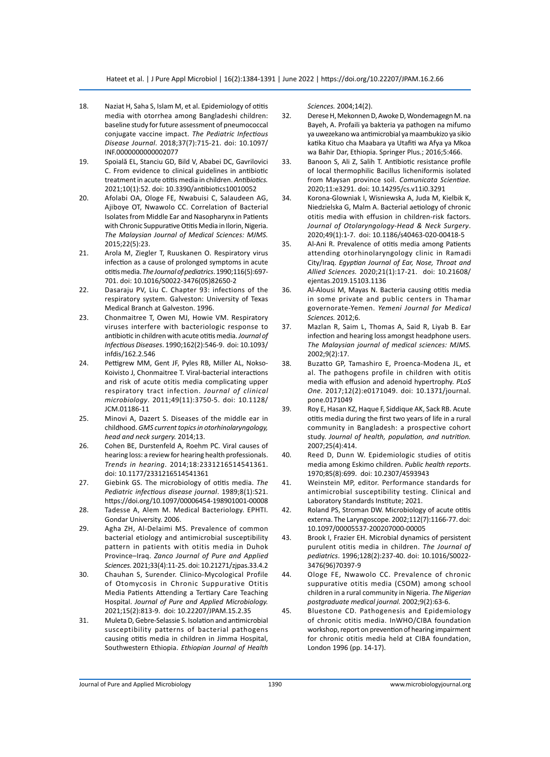18. Naziat H, Saha S, Islam M, et al. Epidemiology of otitis media with otorrhea among Bangladeshi children: baseline study for future assessment of pneumococcal conjugate vaccine impact. *The Pediatric Infectious Disease Journal*. 2018;37(7):715-21. doi: 10.1097/INF.0000000000002077
19. Spoială EL, Stanciu GD, Bild V, Ababei DC, Gavrilovici C. From evidence to clinical guidelines in antibiotic treatment in acute otitis media in children. *Antibiotics*. 2021;10(1):52. doi: 10.3390/antibiotics10010052
20. Afolabi OA, Ologe FE, Nwabuisi C, Salaudeen AG, Ajiboye OT, Nwawolo CC. Correlation of Bacterial Isolates from Middle Ear and Nasopharynx in Patients with Chronic Suppurative Otitis Media in Ilorin, Nigeria. *The Malaysian Journal of Medical Sciences: MJMS*. 2015;22(5):23.
21. Arola M, Ziegler T, Ruuskanen O. Respiratory virus infection as a cause of prolonged symptoms in acute otitis media. *The Journal of pediatrics*. 1990;116(5):697-701. doi: 10.1016/S0022-3476(05)82650-2
22. Dasaraju PV, Liu C. Chapter 93: infections of the respiratory system. Galveston: University of Texas Medical Branch at Galveston. 1996.
23. Chonmaitree T, Owen MJ, Howie VM. Respiratory viruses interfere with bacteriologic response to antibiotic in children with acute otitis media. *Journal of Infectious Diseases*. 1990;162(2):546-9. doi: 10.1093/infdis/162.2.546
24. Pettigrew MM, Gent JF, Pyles RB, Miller AL, Nokso-Koivisto J, Chonmaitree T. Viral-bacterial interactions and risk of acute otitis media complicating upper respiratory tract infection. *Journal of clinical microbiology*. 2011;49(11):3750-5. doi: 10.1128/JCM.01186-11
25. Minovi A, Dazert S. Diseases of the middle ear in childhood. *GMS current topics in otorhinolaryngology, head and neck surgery.* 2014;13.
26. Cohen BE, Durstenfeld A, Roehm PC. Viral causes of hearing loss: a review for hearing health professionals. *Trends in hearing*. 2014;18:2331216514541361. doi: 10.1177/2331216514541361
27. Giebink GS. The microbiology of otitis media. *The Pediatric infectious disease journal*. 1989;8(1):S21. https://doi.org/10.1097/00006454-198901001-00008
28. Tadesse A, Alem M. Medical Bacteriology. EPHTI. Gondar University. 2006.
29. Agha ZH, Al-Delaimi MS. Prevalence of common bacterial etiology and antimicrobial susceptibility pattern in patients with otitis media in Duhok Province–Iraq. *Zanco Journal of Pure and Applied Sciences.* 2021;33(4):11-25. doi: 10.21271/zjpas.33.4.2
30. Chauhan S, Surender. Clinico-Mycological Profile of Otomycosis in Chronic Suppurative Otitis Media Patients Attending a Tertiary Care Teaching Hospital. *Journal of Pure and Applied Microbiology.* 2021;15(2):813-9. doi: 10.22207/JPAM.15.2.35
31. Muleta D, Gebre-Selassie S. Isolation and antimicrobial susceptibility patterns of bacterial pathogens causing otitis media in children in Jimma Hospital, Southwestern Ethiopia. *Ethiopian Journal of Health Sciences.* 2004;14(2).
32. Derese H, Mekonnen D, Awoke D, Wondemagegn M. na Bayeh, A. Profaili ya bakteria ya pathogen na mifumo ya uwezekano wa antimicrobial ya maambukizo ya sikio katika Kituo cha Maabara ya Utafiti wa Afya ya Mkoa wa Bahir Dar, Ethiopia. Springer Plus.; 2016;5:466.
33. Banoon S, Ali Z, Salih T. Antibiotic resistance profile of local thermophilic Bacillus licheniformis isolated from Maysan province soil. *Comunicata Scientiae.* 2020;11:e3291. doi: 10.14295/cs.v11i0.3291
34. Korona-Glowniak I, Wisniewska A, Juda M, Kielbik K, Niedzielska G, Malm A. Bacterial aetiology of chronic otitis media with effusion in children-risk factors. *Journal of Otolaryngology-Head & Neck Surgery*. 2020;49(1):1-7. doi: 10.1186/s40463-020-00418-5
35. Al-Ani R. Prevalence of otitis media among Patients attending otorhinolaryngology clinic in Ramadi City/Iraq. *Egyptian Journal of Ear, Nose, Throat and Allied Sciences.* 2020;21(1):17-21. doi: 10.21608/ejentas.2019.15103.1136
36. Al-Alousi M, Mayas N. Bacteria causing otitis media in some private and public centers in Thamar governorate-Yemen. *Yemeni Journal for Medical Sciences.* 2012;6.
37. Mazlan R, Saim L, Thomas A, Said R, Liyab B. Ear infection and hearing loss amongst headphone users. *The Malaysian journal of medical sciences: MJMS.* 2002;9(2):17.
38. Buzatto GP, Tamashiro E, Proenca-Modena JL, et al. The pathogens profile in children with otitis media with effusion and adenoid hypertrophy. *PLoS One*. 2017;12(2):e0171049. doi: 10.1371/journal.pone.0171049
39. Roy E, Hasan KZ, Haque F, Siddique AK, Sack RB. Acute otitis media during the first two years of life in a rural community in Bangladesh: a prospective cohort study. *Journal of health, population, and nutrition.* 2007;25(4):414.
40. Reed D, Dunn W. Epidemiologic studies of otitis media among Eskimo children. *Public health reports*. 1970;85(8):699. doi: 10.2307/4593943
41. Weinstein MP, editor. Performance standards for antimicrobial susceptibility testing. Clinical and Laboratory Standards Institute; 2021.
42. Roland PS, Stroman DW. Microbiology of acute otitis externa. The Laryngoscope. 2002;112(7):1166-77. doi: 10.1097/00005537-200207000-00005
43. Brook I, Frazier EH. Microbial dynamics of persistent purulent otitis media in children. *The Journal of pediatrics*. 1996;128(2):237-40. doi: 10.1016/S0022-3476(96)70397-9
44. Ologe FE, Nwawolo CC. Prevalence of chronic suppurative otitis media (CSOM) among school children in a rural community in Nigeria. *The Nigerian postgraduate medical journal.* 2002;9(2):63-6.
45. Bluestone CD. Pathogenesis and Epidemiology of chronic otitis media. InWHO/CIBA foundation workshop, report on prevention of hearing impairment for chronic otitis media held at CIBA foundation, London 1996 (pp. 14-17).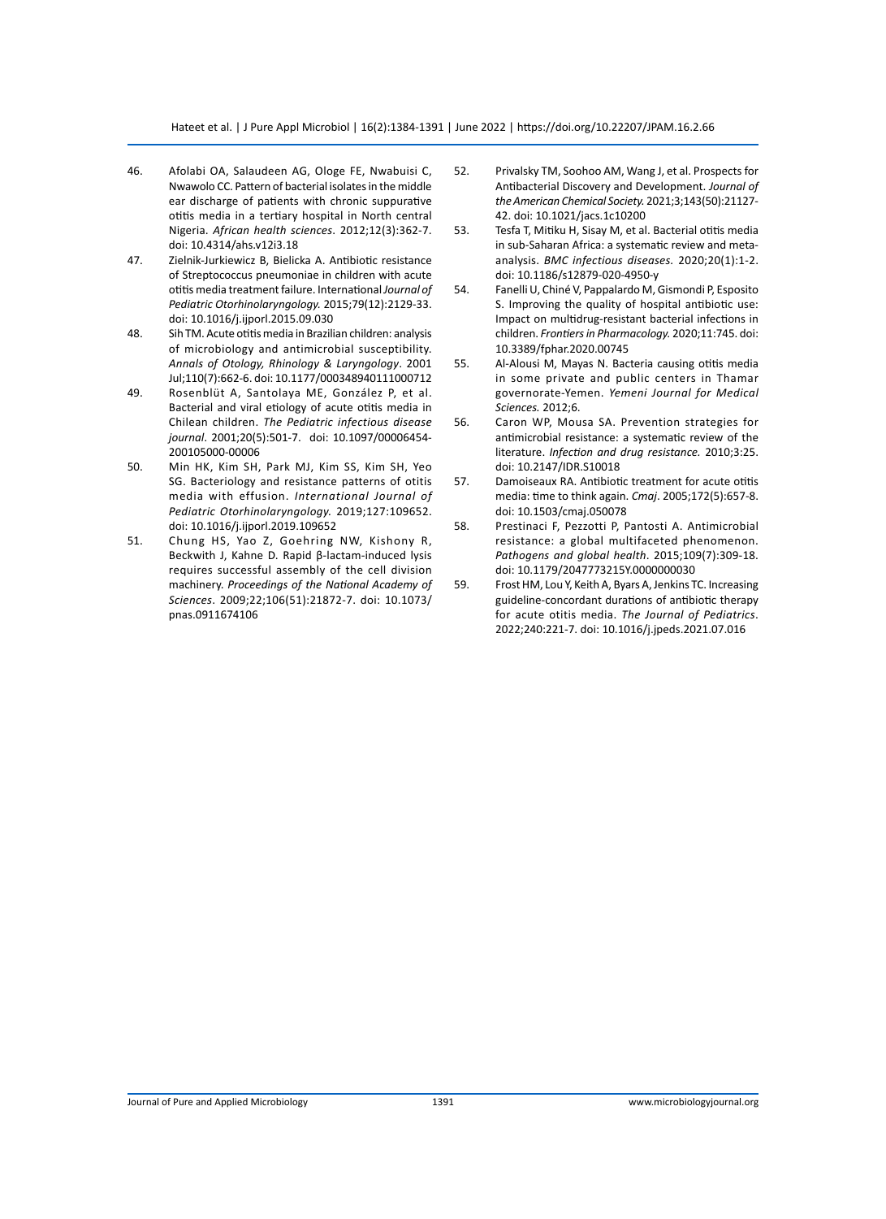46. Afolabi OA, Salaudeen AG, Ologe FE, Nwabuisi C, Nwawolo CC. Pattern of bacterial isolates in the middle ear discharge of patients with chronic suppurative otitis media in a tertiary hospital in North central Nigeria. *African health sciences*. 2012;12(3):362-7. doi: 10.4314/ahs.v12i3.18
47. Zielnik-Jurkiewicz B, Bielicka A. Antibiotic resistance of Streptococcus pneumoniae in children with acute otitis media treatment failure. International *Journal of Pediatric Otorhinolaryngology.* 2015;79(12):2129-33. doi: 10.1016/j.ijporl.2015.09.030
48. Sih TM. Acute otitis media in Brazilian children: analysis of microbiology and antimicrobial susceptibility. *Annals of Otology, Rhinology & Laryngology*. 2001 Jul;110(7):662-6. doi: 10.1177/000348940111000712
49. Rosenblüt A, Santolaya ME, González P, et al. Bacterial and viral etiology of acute otitis media in Chilean children. *The Pediatric infectious disease journal*. 2001;20(5):501-7. doi: 10.1097/00006454-200105000-00006
50. Min HK, Kim SH, Park MJ, Kim SS, Kim SH, Yeo SG. Bacteriology and resistance patterns of otitis media with effusion. *International Journal of Pediatric Otorhinolaryngology.* 2019;127:109652. doi: 10.1016/j.ijporl.2019.109652
51. Chung HS, Yao Z, Goehring NW, Kishony R, Beckwith J, Kahne D. Rapid β-lactam-induced lysis requires successful assembly of the cell division machinery. *Proceedings of the National Academy of Sciences*. 2009;22;106(51):21872-7. doi: 10.1073/pnas.0911674106
52. Privalsky TM, Soohoo AM, Wang J, et al. Prospects for Antibacterial Discovery and Development. *Journal of the American Chemical Society.* 2021;3;143(50):21127-42. doi: 10.1021/jacs.1c10200
53. Tesfa T, Mitiku H, Sisay M, et al. Bacterial otitis media in sub-Saharan Africa: a systematic review and meta-analysis. *BMC infectious diseases.* 2020;20(1):1-2. doi: 10.1186/s12879-020-4950-y
54. Fanelli U, Chiné V, Pappalardo M, Gismondi P, Esposito S. Improving the quality of hospital antibiotic use: Impact on multidrug-resistant bacterial infections in children. *Frontiers in Pharmacology.* 2020;11:745. doi: 10.3389/fphar.2020.00745
55. Al-Alousi M, Mayas N. Bacteria causing otitis media in some private and public centers in Thamar governorate-Yemen. *Yemeni Journal for Medical Sciences.* 2012;6.
56. Caron WP, Mousa SA. Prevention strategies for antimicrobial resistance: a systematic review of the literature. *Infection and drug resistance.* 2010;3:25. doi: 10.2147/IDR.S10018
57. Damoiseaux RA. Antibiotic treatment for acute otitis media: time to think again. *Cmaj*. 2005;172(5):657-8. doi: 10.1503/cmaj.050078
58. Prestinaci F, Pezzotti P, Pantosti A. Antimicrobial resistance: a global multifaceted phenomenon. *Pathogens and global health*. 2015;109(7):309-18. doi: 10.1179/2047773215Y.0000000030
59. Frost HM, Lou Y, Keith A, Byars A, Jenkins TC. Increasing guideline-concordant durations of antibiotic therapy for acute otitis media. *The Journal of Pediatrics*. 2022;240:221-7. doi: 10.1016/j.jpeds.2021.07.016